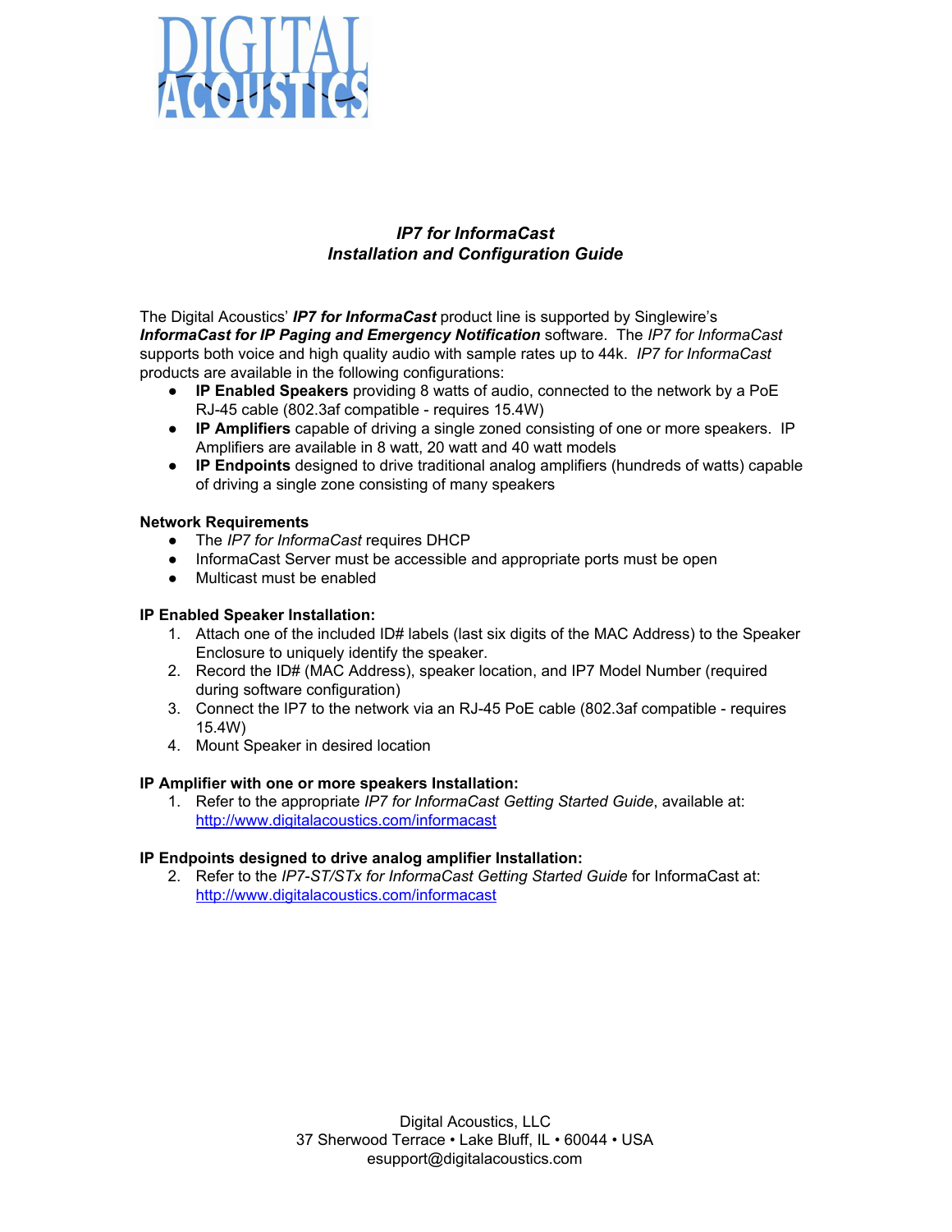# *IP7 for InformaCast*
# *Installation and Configuration Guide*

The Digital Acoustics' ***IP7 for InformaCast*** product line is supported by Singlewire's ***InformaCast for IP Paging and Emergency Notification*** software. The *IP7 for InformaCast* supports both voice and high quality audio with sample rates up to 44k. *IP7 for InformaCast* products are available in the following configurations:

- **IP Enabled Speakers** providing 8 watts of audio, connected to the network by a PoE RJ-45 cable (802.3af compatible - requires 15.4W)
- **IP Amplifiers** capable of driving a single zoned consisting of one or more speakers. IP Amplifiers are available in 8 watt, 20 watt and 40 watt models
- **IP Endpoints** designed to drive traditional analog amplifiers (hundreds of watts) capable of driving a single zone consisting of many speakers

**Network Requirements**

- The *IP7 for InformaCast* requires DHCP
- InformaCast Server must be accessible and appropriate ports must be open
- Multicast must be enabled

**IP Enabled Speaker Installation:**

1. Attach one of the included ID# labels (last six digits of the MAC Address) to the Speaker Enclosure to uniquely identify the speaker.
2. Record the ID# (MAC Address), speaker location, and IP7 Model Number (required during software configuration)
3. Connect the IP7 to the network via an RJ-45 PoE cable (802.3af compatible - requires 15.4W)
4. Mount Speaker in desired location

**IP Amplifier with one or more speakers Installation:**

1. Refer to the appropriate *IP7 for InformaCast Getting Started Guide*, available at: http://www.digitalacoustics.com/informacast

**IP Endpoints designed to drive analog amplifier Installation:**

2. Refer to the *IP7-ST/STx for InformaCast Getting Started Guide* for InformaCast at: http://www.digitalacoustics.com/informacast

Digital Acoustics, LLC
37 Sherwood Terrace • Lake Bluff, IL • 60044 • USA
esupport@digitalacoustics.com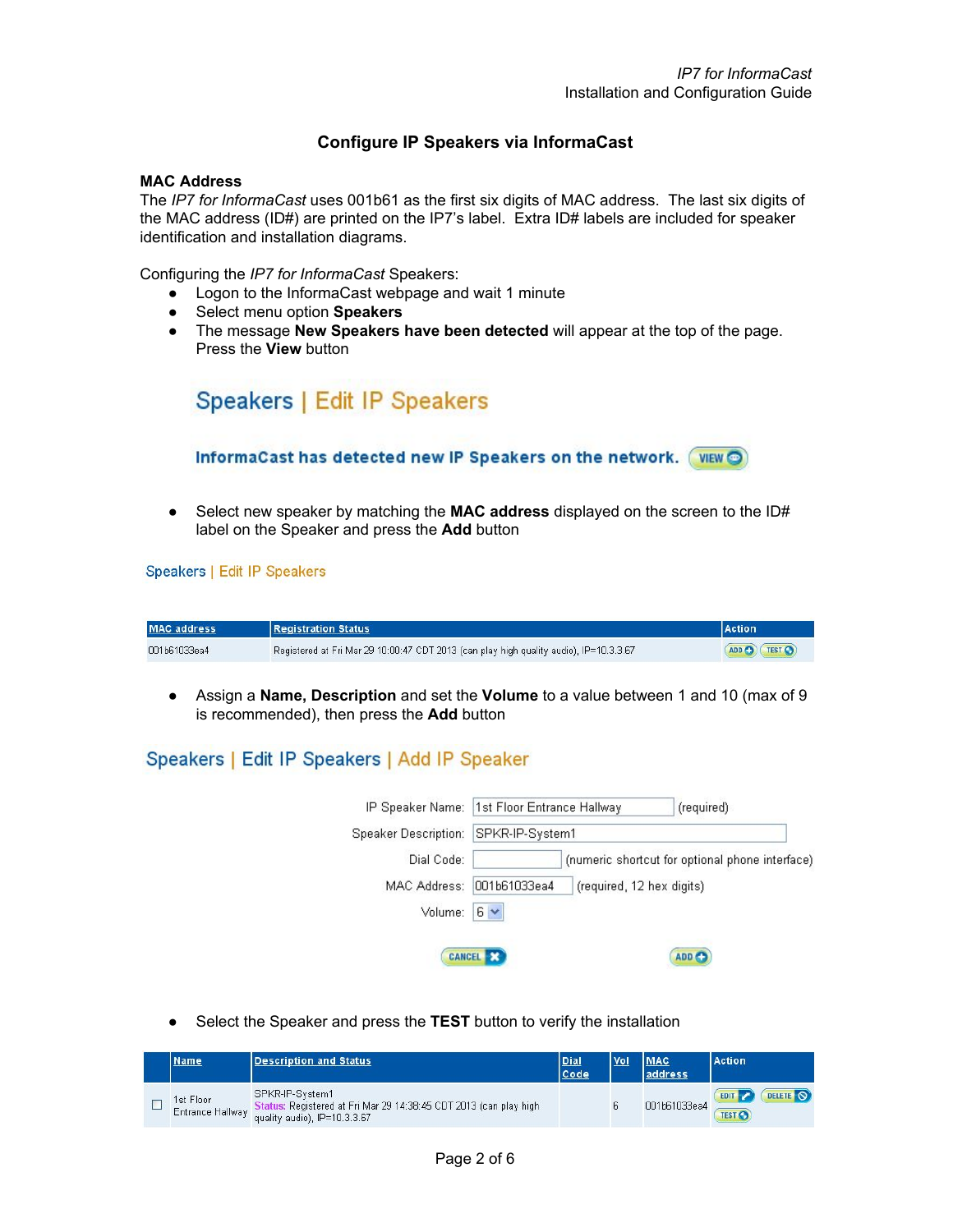# Configure IP Speakers via InformaCast

**MAC Address**

The *IP7 for InformaCast* uses 001b61 as the first six digits of MAC address. The last six digits of the MAC address (ID#) are printed on the IP7's label. Extra ID# labels are included for speaker identification and installation diagrams.

Configuring the *IP7 for InformaCast* Speakers:

- Logon to the InformaCast webpage and wait 1 minute
- Select menu option **Speakers**
- The message **New Speakers have been detected** will appear at the top of the page. Press the **View** button

Speakers | Edit IP Speakers

InformaCast has detected new IP Speakers on the network. VIEW

- Select new speaker by matching the **MAC address** displayed on the screen to the ID# label on the Speaker and press the **Add** button

Speakers | Edit IP Speakers

| MAC address | Registration Status | Action |
|---|---|---|
| 001b61033ea4 | Registered at Fri Mar 29 10:00:47 CDT 2013 (can play high quality audio), IP=10.3.3.67 | ADD TEST |

- Assign a **Name, Description** and set the **Volume** to a value between 1 and 10 (max of 9 is recommended), then press the **Add** button

Speakers | Edit IP Speakers | Add IP Speaker

| | | |
|---|---|---|
| IP Speaker Name: | 1st Floor Entrance Hallway | (required) |
| Speaker Description: | SPKR-IP-System1 | |
| Dial Code: | | (numeric shortcut for optional phone interface) |
| MAC Address: | 001b61033ea4 | (required, 12 hex digits) |
| Volume: | 6 | |

CANCEL ADD

- Select the Speaker and press the **TEST** button to verify the installation

| | Name | Description and Status | Dial Code | Vol | MAC address | Action |
|---|---|---|---|---|---|---|
| ☐ | 1st Floor Entrance Hallway | SPKR-IP-System1 Status: Registered at Fri Mar 29 14:38:45 CDT 2013 (can play high quality audio), IP=10.3.3.67 | | 6 | 001b61033ea4 | EDIT DELETE TEST |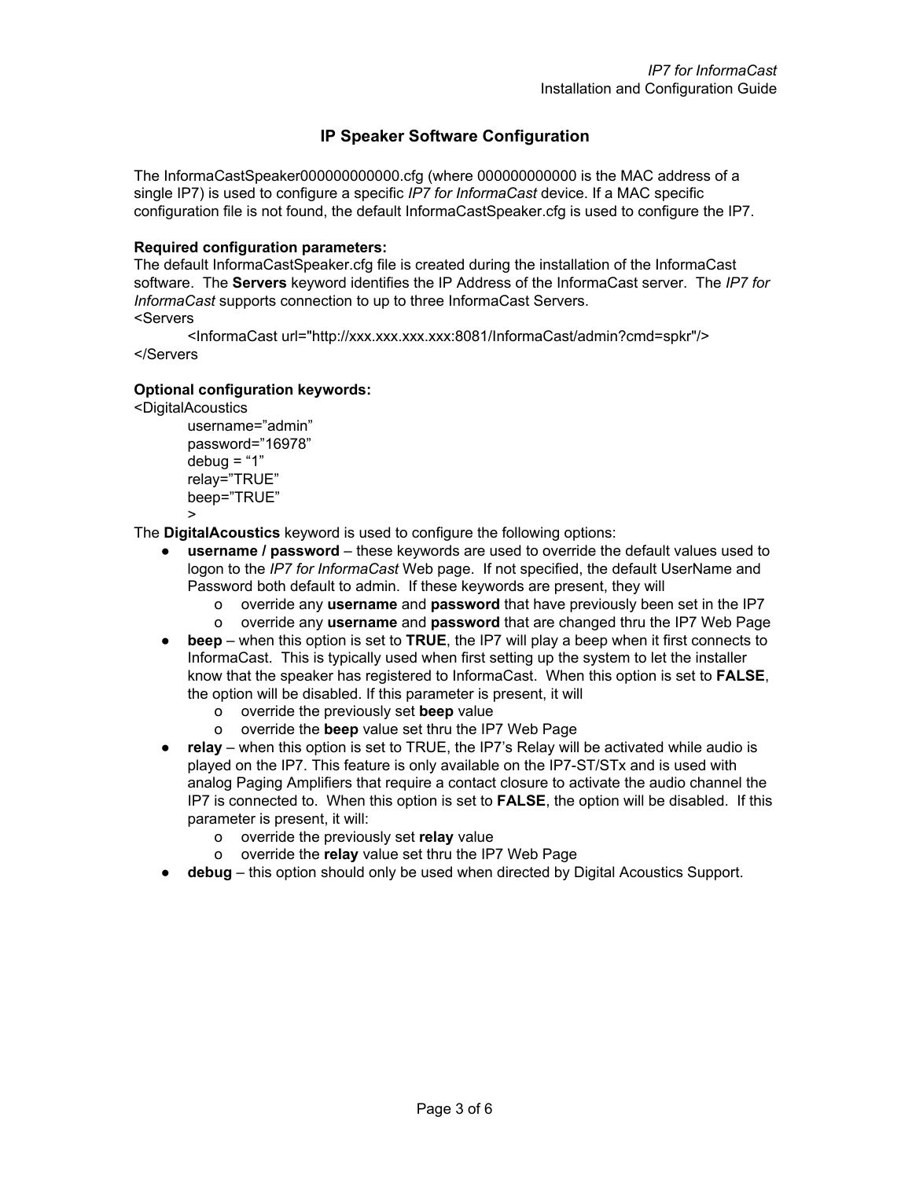## IP Speaker Software Configuration

The InformaCastSpeaker000000000000.cfg (where 000000000000 is the MAC address of a single IP7) is used to configure a specific *IP7 for InformaCast* device. If a MAC specific configuration file is not found, the default InformaCastSpeaker.cfg is used to configure the IP7.

**Required configuration parameters:**
The default InformaCastSpeaker.cfg file is created during the installation of the InformaCast software. The **Servers** keyword identifies the IP Address of the InformaCast server. The *IP7 for InformaCast* supports connection to up to three InformaCast Servers.

```
<Servers
        <InformaCast url="http://xxx.xxx.xxx.xxx:8081/InformaCast/admin?cmd=spkr"/>
</Servers
```

**Optional configuration keywords:**

```
<DigitalAcoustics
        username=”admin”
        password=”16978”
        debug = “1”
        relay=”TRUE”
        beep=”TRUE”
        >
```

The **DigitalAcoustics** keyword is used to configure the following options:

- **username / password** – these keywords are used to override the default values used to logon to the *IP7 for InformaCast* Web page. If not specified, the default UserName and Password both default to admin. If these keywords are present, they will
  - override any **username** and **password** that have previously been set in the IP7
  - override any **username** and **password** that are changed thru the IP7 Web Page
- **beep** – when this option is set to **TRUE**, the IP7 will play a beep when it first connects to InformaCast. This is typically used when first setting up the system to let the installer know that the speaker has registered to InformaCast. When this option is set to **FALSE**, the option will be disabled. If this parameter is present, it will
  - override the previously set **beep** value
  - override the **beep** value set thru the IP7 Web Page
- **relay** – when this option is set to TRUE, the IP7's Relay will be activated while audio is played on the IP7. This feature is only available on the IP7-ST/STx and is used with analog Paging Amplifiers that require a contact closure to activate the audio channel the IP7 is connected to. When this option is set to **FALSE**, the option will be disabled. If this parameter is present, it will:
  - override the previously set **relay** value
  - override the **relay** value set thru the IP7 Web Page
- **debug** – this option should only be used when directed by Digital Acoustics Support.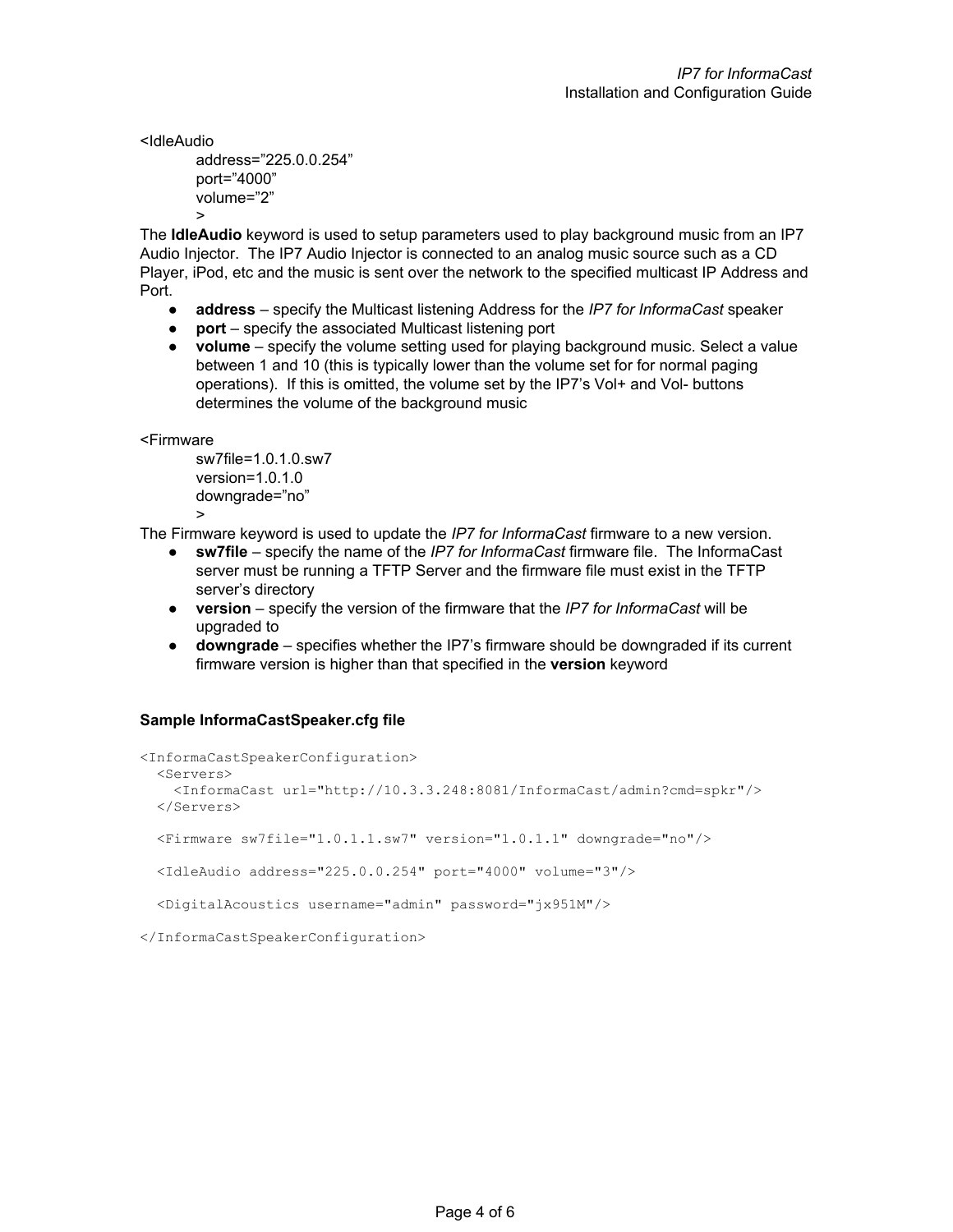```
<IdleAudio
        address=”225.0.0.254”
        port=”4000”
        volume=”2”
        >
```

The **IdleAudio** keyword is used to setup parameters used to play background music from an IP7 Audio Injector. The IP7 Audio Injector is connected to an analog music source such as a CD Player, iPod, etc and the music is sent over the network to the specified multicast IP Address and Port.

- **address** – specify the Multicast listening Address for the *IP7 for InformaCast* speaker
- **port** – specify the associated Multicast listening port
- **volume** – specify the volume setting used for playing background music. Select a value between 1 and 10 (this is typically lower than the volume set for for normal paging operations). If this is omitted, the volume set by the IP7's Vol+ and Vol- buttons determines the volume of the background music

```
<Firmware
        sw7file=1.0.1.0.sw7
        version=1.0.1.0
        downgrade=”no”
        >
```

The Firmware keyword is used to update the *IP7 for InformaCast* firmware to a new version.

- **sw7file** – specify the name of the *IP7 for InformaCast* firmware file. The InformaCast server must be running a TFTP Server and the firmware file must exist in the TFTP server's directory
- **version** – specify the version of the firmware that the *IP7 for InformaCast* will be upgraded to
- **downgrade** – specifies whether the IP7's firmware should be downgraded if its current firmware version is higher than that specified in the **version** keyword

**Sample InformaCastSpeaker.cfg file**

```
<InformaCastSpeakerConfiguration>
  <Servers>
    <InformaCast url="http://10.3.3.248:8081/InformaCast/admin?cmd=spkr"/>
  </Servers>

  <Firmware sw7file="1.0.1.1.sw7" version="1.0.1.1" downgrade="no"/>

  <IdleAudio address="225.0.0.254" port="4000" volume="3"/>

  <DigitalAcoustics username="admin" password="jx951M"/>

</InformaCastSpeakerConfiguration>
```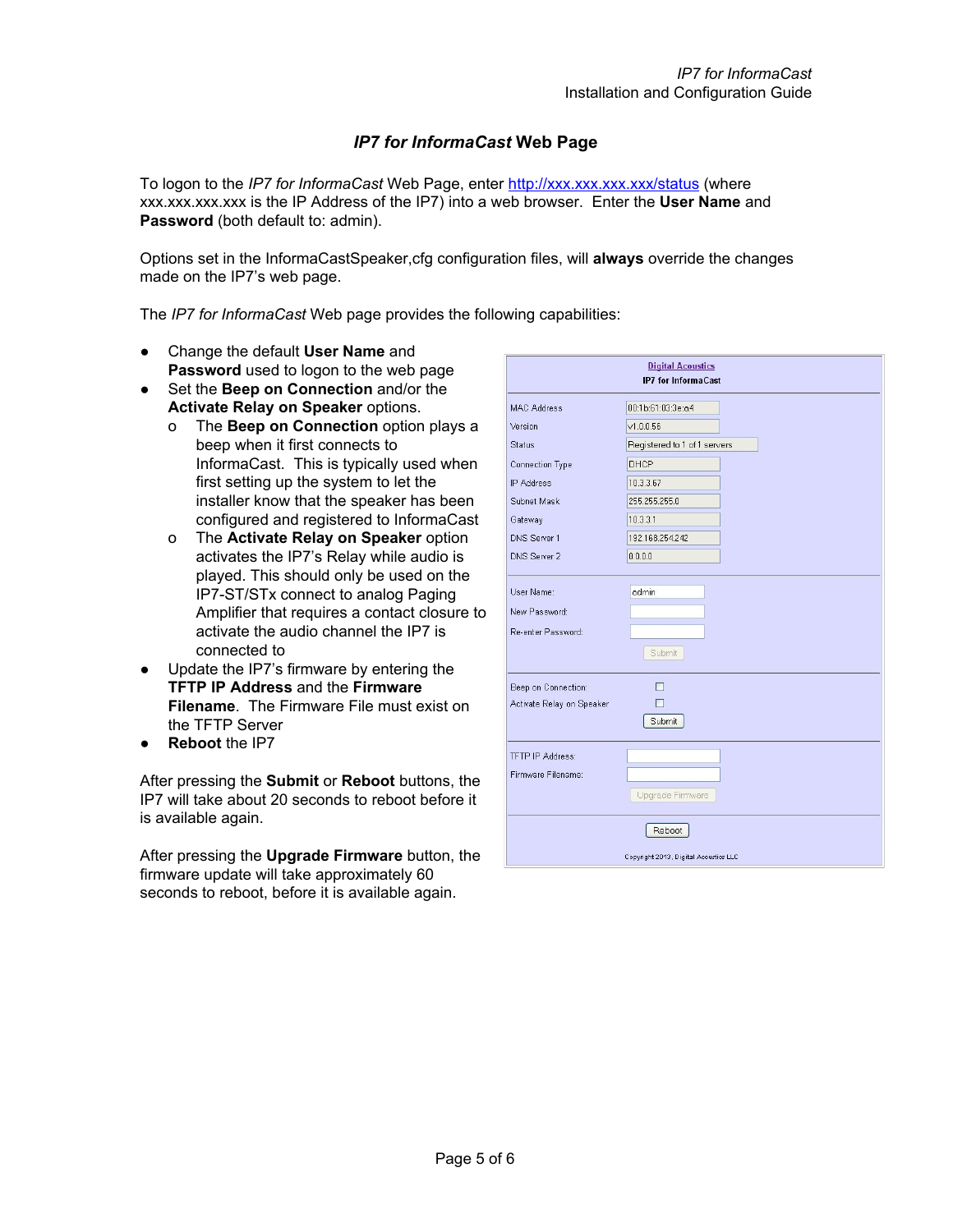## *IP7 for InformaCast* Web Page

To logon to the *IP7 for InformaCast* Web Page, enter http://xxx.xxx.xxx.xxx/status (where xxx.xxx.xxx.xxx is the IP Address of the IP7) into a web browser. Enter the **User Name** and **Password** (both default to: admin).

Options set in the InformaCastSpeaker,cfg configuration files, will **always** override the changes made on the IP7's web page.

The *IP7 for InformaCast* Web page provides the following capabilities:

- Change the default **User Name** and **Password** used to logon to the web page
- Set the **Beep on Connection** and/or the **Activate Relay on Speaker** options.
  - The **Beep on Connection** option plays a beep when it first connects to InformaCast. This is typically used when first setting up the system to let the installer know that the speaker has been configured and registered to InformaCast
  - The **Activate Relay on Speaker** option activates the IP7's Relay while audio is played. This should only be used on the IP7-ST/STx connect to analog Paging Amplifier that requires a contact closure to activate the audio channel the IP7 is connected to
- Update the IP7's firmware by entering the **TFTP IP Address** and the **Firmware Filename**. The Firmware File must exist on the TFTP Server
- **Reboot** the IP7

After pressing the **Submit** or **Reboot** buttons, the IP7 will take about 20 seconds to reboot before it is available again.

After pressing the **Upgrade Firmware** button, the firmware update will take approximately 60 seconds to reboot, before it is available again.

**Digital Acoustics**
**IP7 for InformaCast**

| | |
|---|---|
| MAC Address | 00:1b:61:03:3e:a4 |
| Version | v1.0.0.56 |
| Status | Registered to 1 of 1 servers |
| Connection Type | DHCP |
| IP Address | 10.3.3.67 |
| Subnet Mask | 255.255.255.0 |
| Gateway | 10.3.3.1 |
| DNS Server 1 | 192.168.254.242 |
| DNS Server 2 | 0.0.0.0 |
| User Name: | admin |
| New Password: | |
| Re-enter Password: | |
| | Submit |
| Beep on Connection | ☐ |
| Activate Relay on Speaker | ☐ |
| | Submit |
| TFTP IP Address: | |
| Firmware Filename: | |
| | Upgrade Firmware |
| | Reboot |

Copyright 2013, Digital Acoustics LLC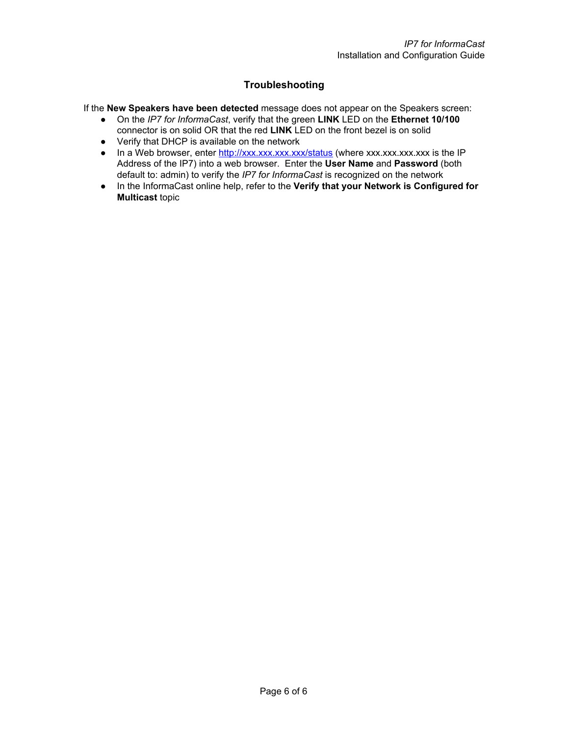## Troubleshooting

If the **New Speakers have been detected** message does not appear on the Speakers screen:

- On the *IP7 for InformaCast*, verify that the green **LINK** LED on the **Ethernet 10/100** connector is on solid OR that the red **LINK** LED on the front bezel is on solid
- Verify that DHCP is available on the network
- In a Web browser, enter http://xxx.xxx.xxx.xxx/status (where xxx.xxx.xxx.xxx is the IP Address of the IP7) into a web browser. Enter the **User Name** and **Password** (both default to: admin) to verify the *IP7 for InformaCast* is recognized on the network
- In the InformaCast online help, refer to the **Verify that your Network is Configured for Multicast** topic